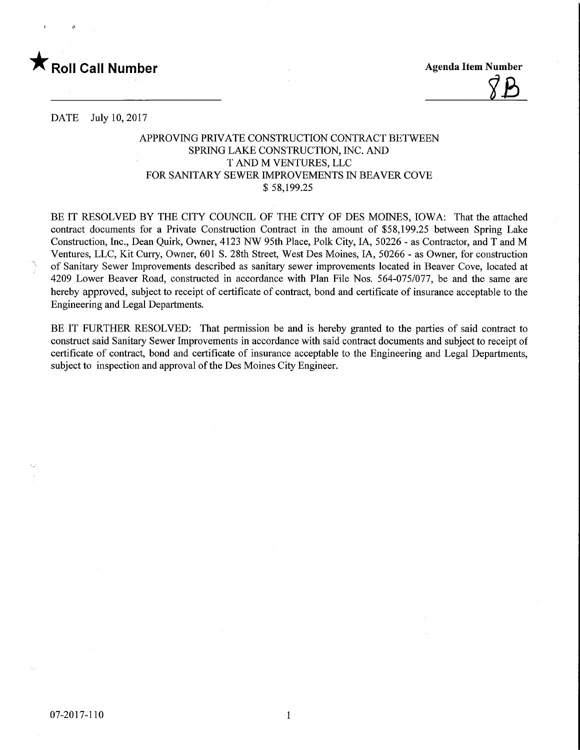★ **Roll Call Number**

**Agenda Item Number**

8B

DATE July 10, 2017

APPROVING PRIVATE CONSTRUCTION CONTRACT BETWEEN
SPRING LAKE CONSTRUCTION, INC. AND
T AND M VENTURES, LLC
FOR SANITARY SEWER IMPROVEMENTS IN BEAVER COVE
$ 58,199.25

BE IT RESOLVED BY THE CITY COUNCIL OF THE CITY OF DES MOINES, IOWA: That the attached contract documents for a Private Construction Contract in the amount of $58,199.25 between Spring Lake Construction, Inc., Dean Quirk, Owner, 4123 NW 95th Place, Polk City, IA, 50226 - as Contractor, and T and M Ventures, LLC, Kit Curry, Owner, 601 S. 28th Street, West Des Moines, IA, 50266 - as Owner, for construction of Sanitary Sewer Improvements described as sanitary sewer improvements located in Beaver Cove, located at 4209 Lower Beaver Road, constructed in accordance with Plan File Nos. 564-075/077, be and the same are hereby approved, subject to receipt of certificate of contract, bond and certificate of insurance acceptable to the Engineering and Legal Departments.

BE IT FURTHER RESOLVED: That permission be and is hereby granted to the parties of said contract to construct said Sanitary Sewer Improvements in accordance with said contract documents and subject to receipt of certificate of contract, bond and certificate of insurance acceptable to the Engineering and Legal Departments, subject to inspection and approval of the Des Moines City Engineer.

07-2017-110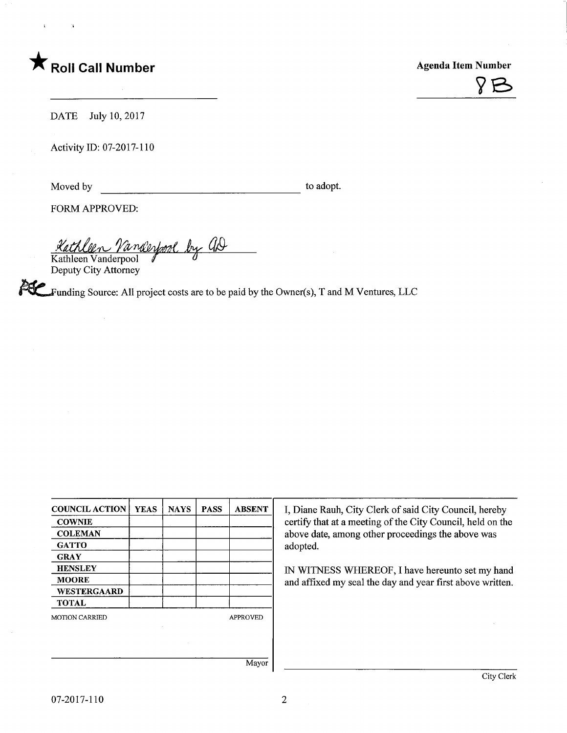★ **Roll Call Number**

_______________________

**Agenda Item Number**

8B

DATE July 10, 2017

Activity ID: 07-2017-110

Moved by _______________________ to adopt.

FORM APPROVED:

Kathleen Vanderpool by AD

Kathleen Vanderpool
Deputy City Attorney

Funding Source: All project costs are to be paid by the Owner(s), T and M Ventures, LLC

| COUNCIL ACTION | YEAS | NAYS | PASS | ABSENT |
|---|---|---|---|---|
| COWNIE | | | | |
| COLEMAN | | | | |
| GATTO | | | | |
| GRAY | | | | |
| HENSLEY | | | | |
| MOORE | | | | |
| WESTERGAARD | | | | |
| TOTAL | | | | |

MOTION CARRIED APPROVED

_______________________ Mayor

I, Diane Rauh, City Clerk of said City Council, hereby certify that at a meeting of the City Council, held on the above date, among other proceedings the above was adopted.

IN WITNESS WHEREOF, I have hereunto set my hand and affixed my seal the day and year first above written.

_______________________ City Clerk

07-2017-110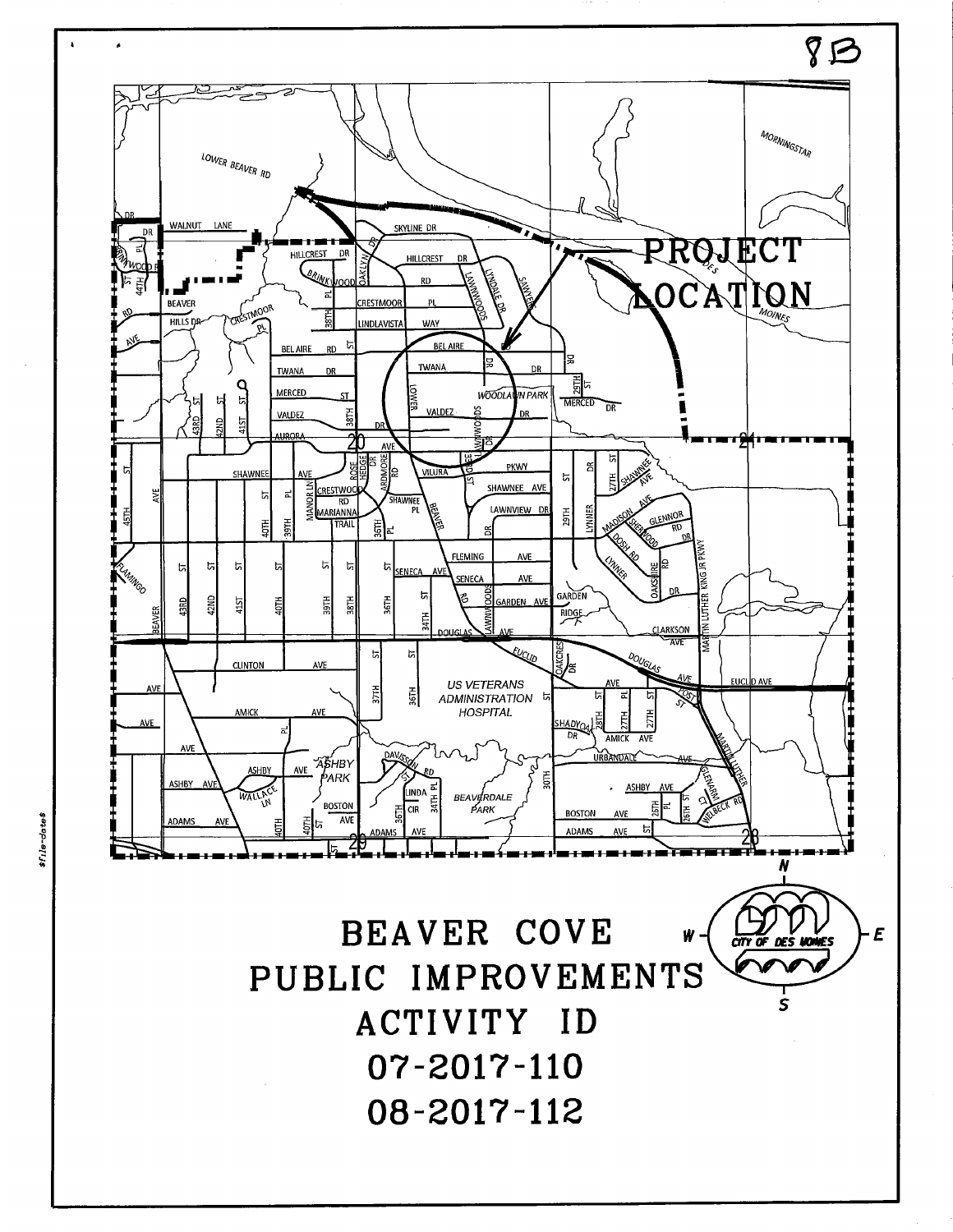8B

PROJECT LOCATION

# BEAVER COVE PUBLIC IMPROVEMENTS

## ACTIVITY ID

## 07-2017-110

## 08-2017-112

CITY OF DES MOINES